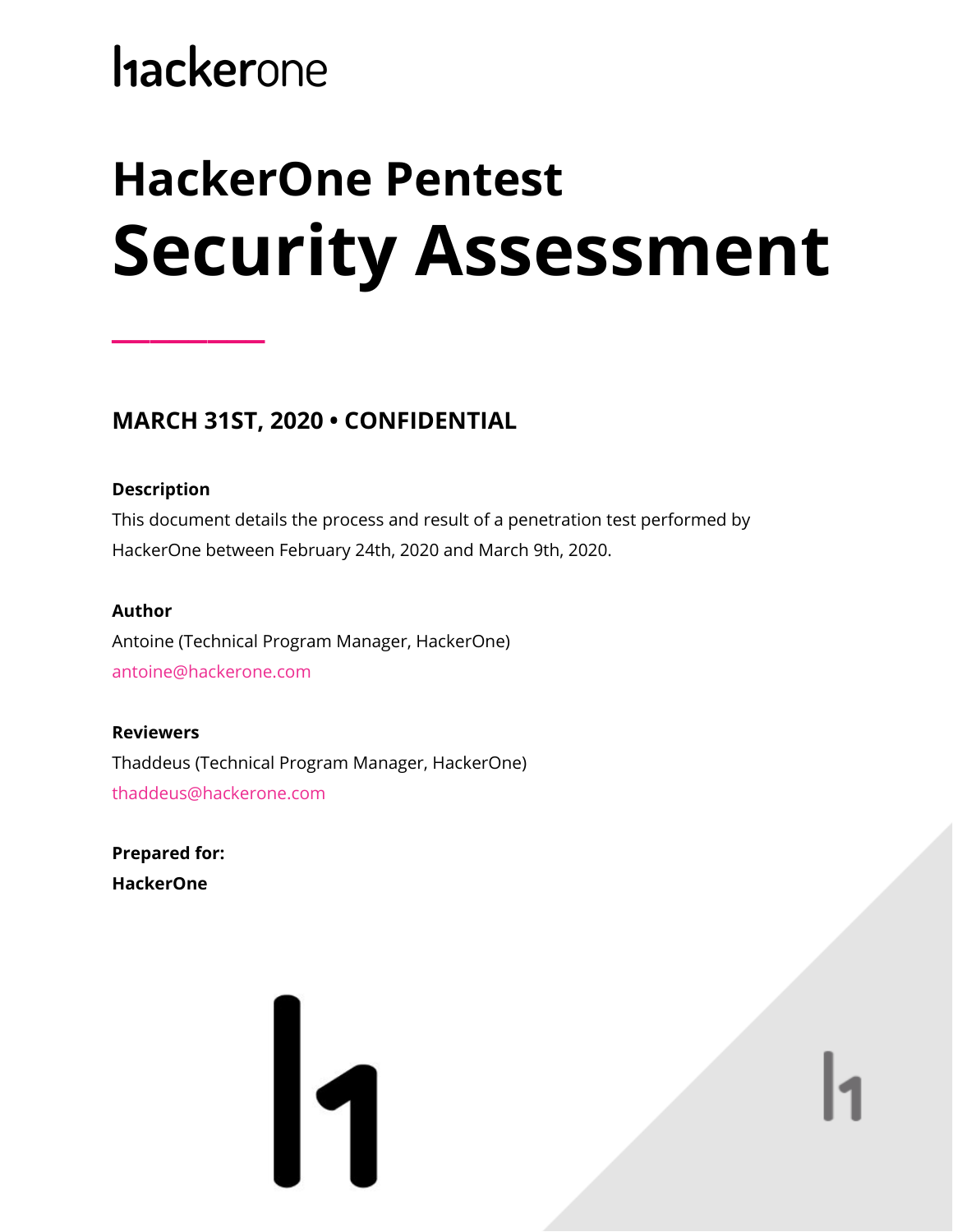hackerone

# HackerOne Pentest
# Security Assessment

## MARCH 31ST, 2020 • CONFIDENTIAL

**Description**

This document details the process and result of a penetration test performed by HackerOne between February 24th, 2020 and March 9th, 2020.

**Author**

Antoine (Technical Program Manager, HackerOne)
antoine@hackerone.com

**Reviewers**

Thaddeus (Technical Program Manager, HackerOne)
thaddeus@hackerone.com

**Prepared for:**

**HackerOne**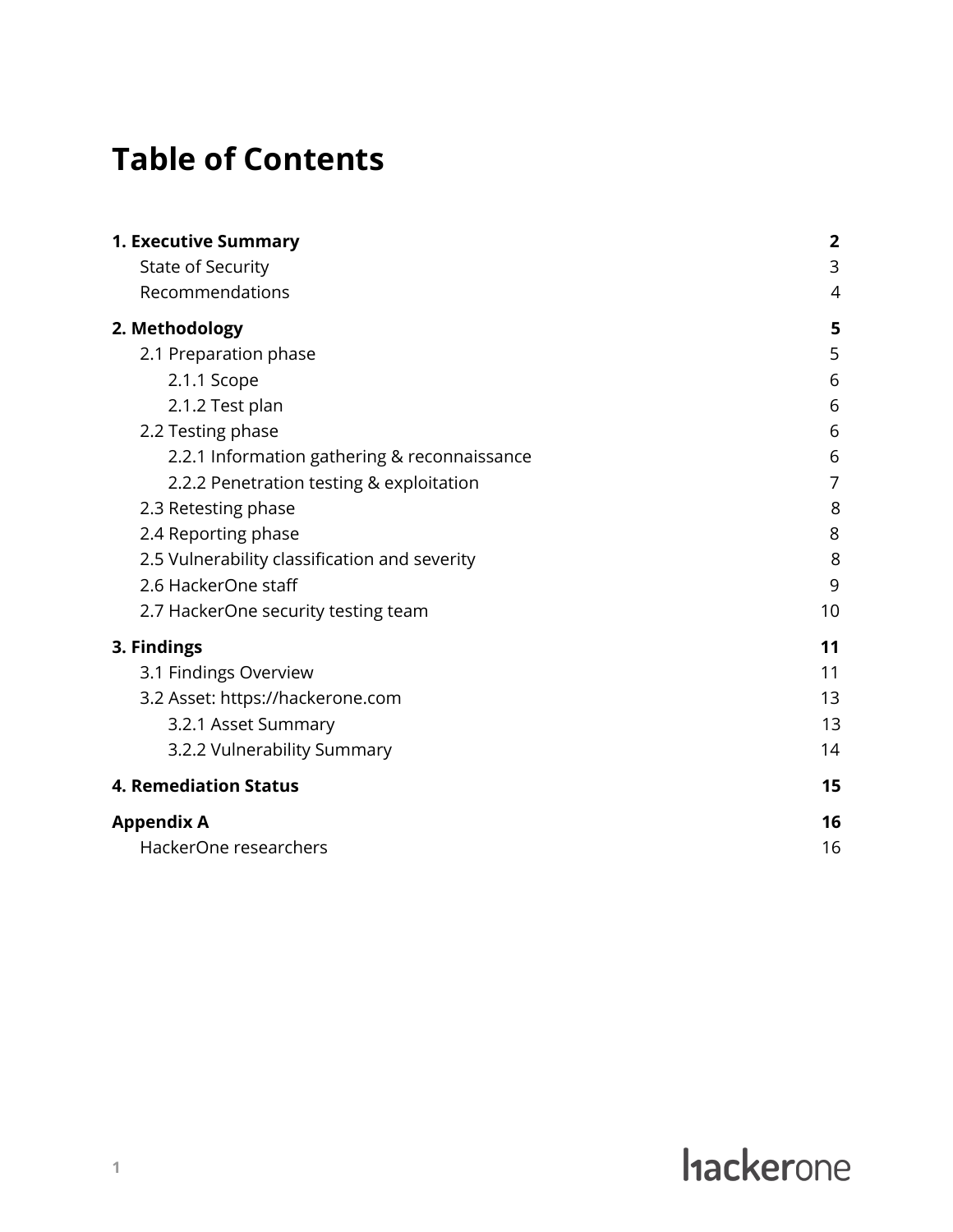# Table of Contents

**1. Executive Summary** **2**
- State of Security 3
- Recommendations 4

**2. Methodology** **5**
- 2.1 Preparation phase 5
  - 2.1.1 Scope 6
  - 2.1.2 Test plan 6
- 2.2 Testing phase 6
  - 2.2.1 Information gathering & reconnaissance 6
  - 2.2.2 Penetration testing & exploitation 7
- 2.3 Retesting phase 8
- 2.4 Reporting phase 8
- 2.5 Vulnerability classification and severity 8
- 2.6 HackerOne staff 9
- 2.7 HackerOne security testing team 10

**3. Findings** **11**
- 3.1 Findings Overview 11
- 3.2 Asset: https://hackerone.com 13
  - 3.2.1 Asset Summary 13
  - 3.2.2 Vulnerability Summary 14

**4. Remediation Status** **15**

**Appendix A** **16**
- HackerOne researchers 16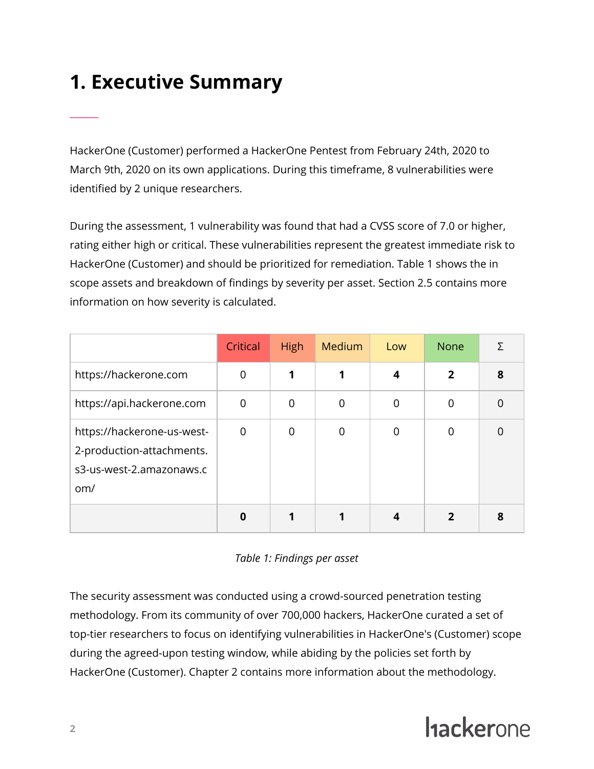# 1. Executive Summary

HackerOne (Customer) performed a HackerOne Pentest from February 24th, 2020 to March 9th, 2020 on its own applications. During this timeframe, 8 vulnerabilities were identified by 2 unique researchers.

During the assessment, 1 vulnerability was found that had a CVSS score of 7.0 or higher, rating either high or critical. These vulnerabilities represent the greatest immediate risk to HackerOne (Customer) and should be prioritized for remediation. Table 1 shows the in scope assets and breakdown of findings by severity per asset. Section 2.5 contains more information on how severity is calculated.

| | Critical | High | Medium | Low | None | Σ |
|---|---|---|---|---|---|---|
| https://hackerone.com | 0 | **1** | **1** | **4** | **2** | **8** |
| https://api.hackerone.com | 0 | 0 | 0 | 0 | 0 | 0 |
| https://hackerone-us-west-2-production-attachments.s3-us-west-2.amazonaws.com/ | 0 | 0 | 0 | 0 | 0 | 0 |
| | **0** | **1** | **1** | **4** | **2** | **8** |

*Table 1: Findings per asset*

The security assessment was conducted using a crowd-sourced penetration testing methodology. From its community of over 700,000 hackers, HackerOne curated a set of top-tier researchers to focus on identifying vulnerabilities in HackerOne's (Customer) scope during the agreed-upon testing window, while abiding by the policies set forth by HackerOne (Customer). Chapter 2 contains more information about the methodology.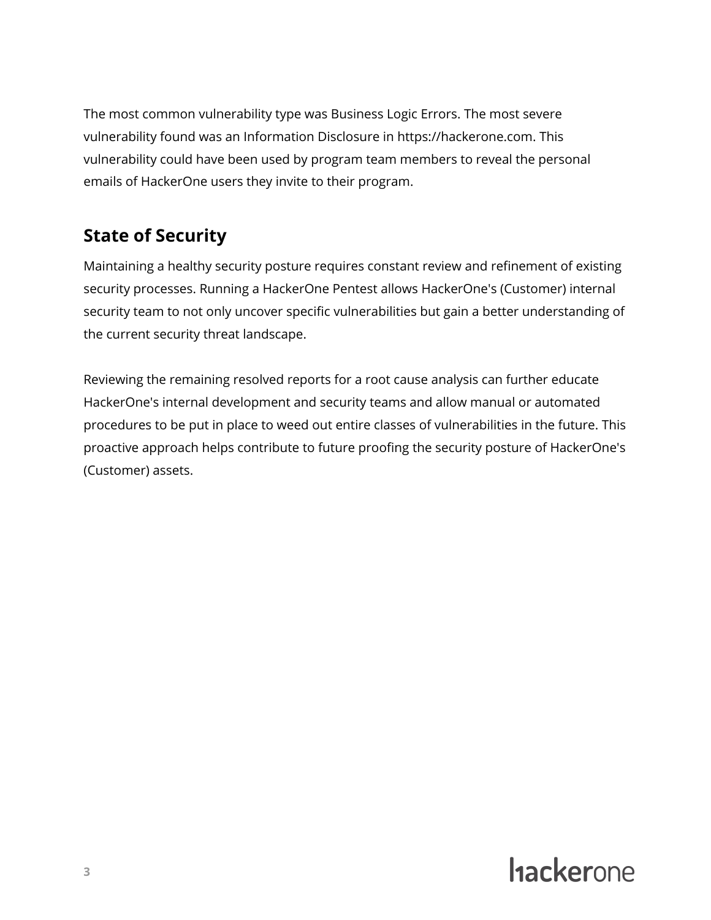The most common vulnerability type was Business Logic Errors. The most severe vulnerability found was an Information Disclosure in https://hackerone.com. This vulnerability could have been used by program team members to reveal the personal emails of HackerOne users they invite to their program.

## State of Security

Maintaining a healthy security posture requires constant review and refinement of existing security processes. Running a HackerOne Pentest allows HackerOne's (Customer) internal security team to not only uncover specific vulnerabilities but gain a better understanding of the current security threat landscape.

Reviewing the remaining resolved reports for a root cause analysis can further educate HackerOne's internal development and security teams and allow manual or automated procedures to be put in place to weed out entire classes of vulnerabilities in the future. This proactive approach helps contribute to future proofing the security posture of HackerOne's (Customer) assets.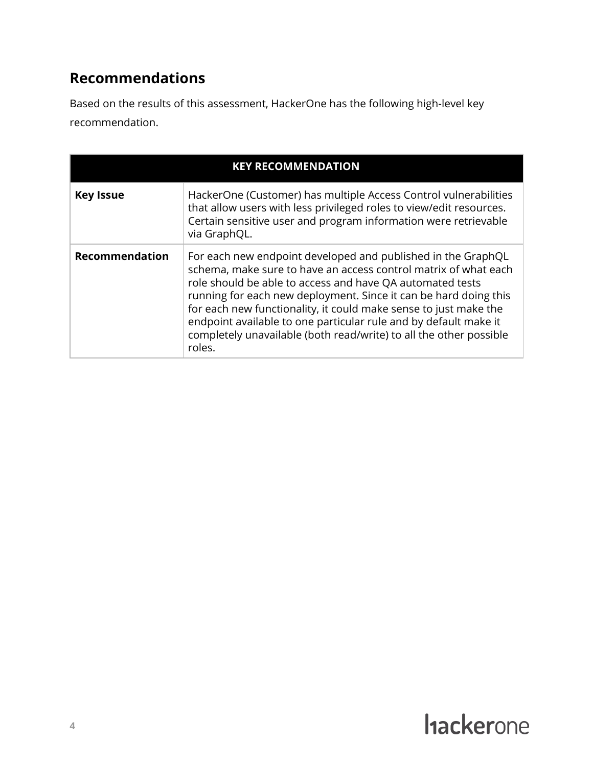## Recommendations

Based on the results of this assessment, HackerOne has the following high-level key recommendation.

| KEY RECOMMENDATION | |
|---|---|
| **Key Issue** | HackerOne (Customer) has multiple Access Control vulnerabilities that allow users with less privileged roles to view/edit resources. Certain sensitive user and program information were retrievable via GraphQL. |
| **Recommendation** | For each new endpoint developed and published in the GraphQL schema, make sure to have an access control matrix of what each role should be able to access and have QA automated tests running for each new deployment. Since it can be hard doing this for each new functionality, it could make sense to just make the endpoint available to one particular rule and by default make it completely unavailable (both read/write) to all the other possible roles. |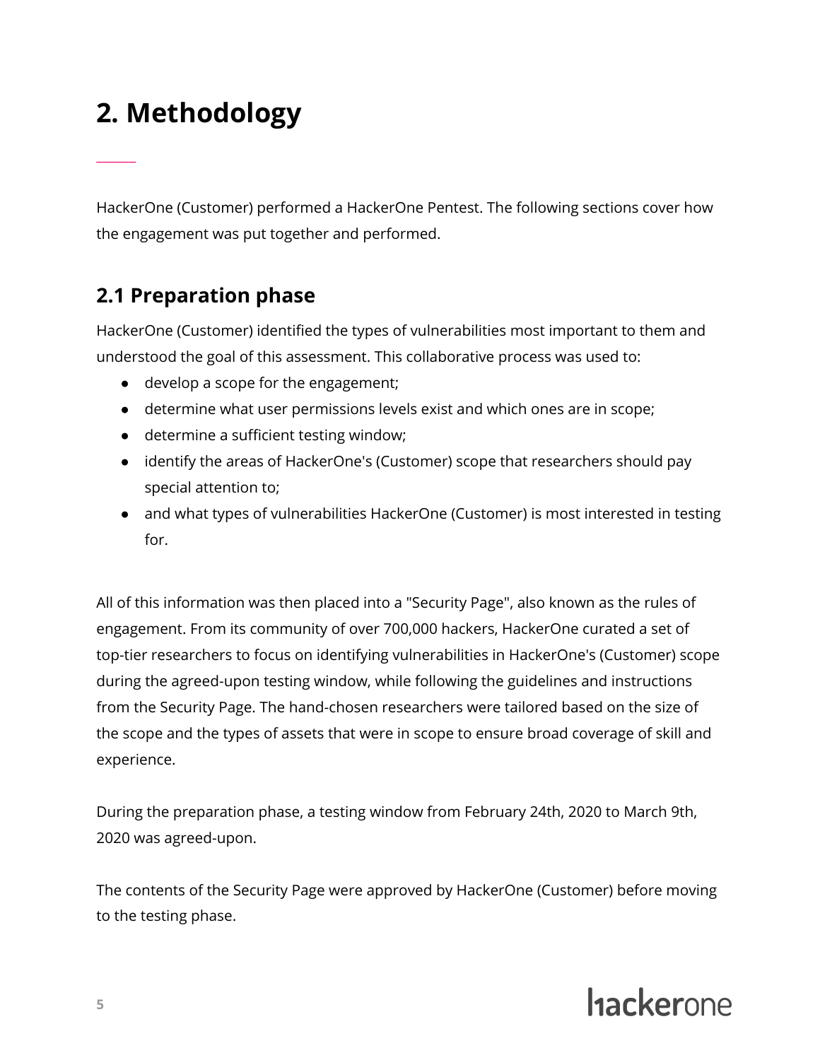# 2. Methodology

HackerOne (Customer) performed a HackerOne Pentest. The following sections cover how the engagement was put together and performed.

## 2.1 Preparation phase

HackerOne (Customer) identified the types of vulnerabilities most important to them and understood the goal of this assessment. This collaborative process was used to:

- develop a scope for the engagement;
- determine what user permissions levels exist and which ones are in scope;
- determine a sufficient testing window;
- identify the areas of HackerOne's (Customer) scope that researchers should pay special attention to;
- and what types of vulnerabilities HackerOne (Customer) is most interested in testing for.

All of this information was then placed into a "Security Page", also known as the rules of engagement. From its community of over 700,000 hackers, HackerOne curated a set of top-tier researchers to focus on identifying vulnerabilities in HackerOne's (Customer) scope during the agreed-upon testing window, while following the guidelines and instructions from the Security Page. The hand-chosen researchers were tailored based on the size of the scope and the types of assets that were in scope to ensure broad coverage of skill and experience.

During the preparation phase, a testing window from February 24th, 2020 to March 9th, 2020 was agreed-upon.

The contents of the Security Page were approved by HackerOne (Customer) before moving to the testing phase.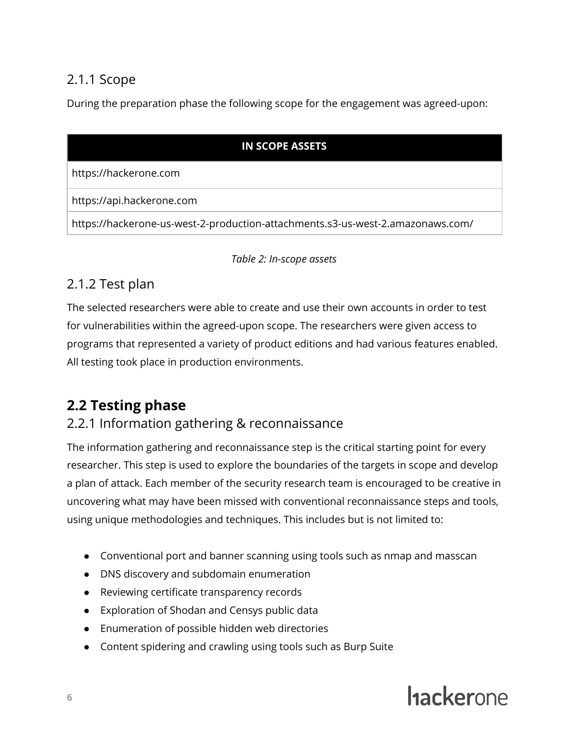### 2.1.1 Scope

During the preparation phase the following scope for the engagement was agreed-upon:

| IN SCOPE ASSETS |
| --- |
| https://hackerone.com |
| https://api.hackerone.com |
| https://hackerone-us-west-2-production-attachments.s3-us-west-2.amazonaws.com/ |

*Table 2: In-scope assets*

### 2.1.2 Test plan

The selected researchers were able to create and use their own accounts in order to test for vulnerabilities within the agreed-upon scope. The researchers were given access to programs that represented a variety of product editions and had various features enabled. All testing took place in production environments.

## 2.2 Testing phase

### 2.2.1 Information gathering & reconnaissance

The information gathering and reconnaissance step is the critical starting point for every researcher. This step is used to explore the boundaries of the targets in scope and develop a plan of attack. Each member of the security research team is encouraged to be creative in uncovering what may have been missed with conventional reconnaissance steps and tools, using unique methodologies and techniques. This includes but is not limited to:

- Conventional port and banner scanning using tools such as nmap and masscan
- DNS discovery and subdomain enumeration
- Reviewing certificate transparency records
- Exploration of Shodan and Censys public data
- Enumeration of possible hidden web directories
- Content spidering and crawling using tools such as Burp Suite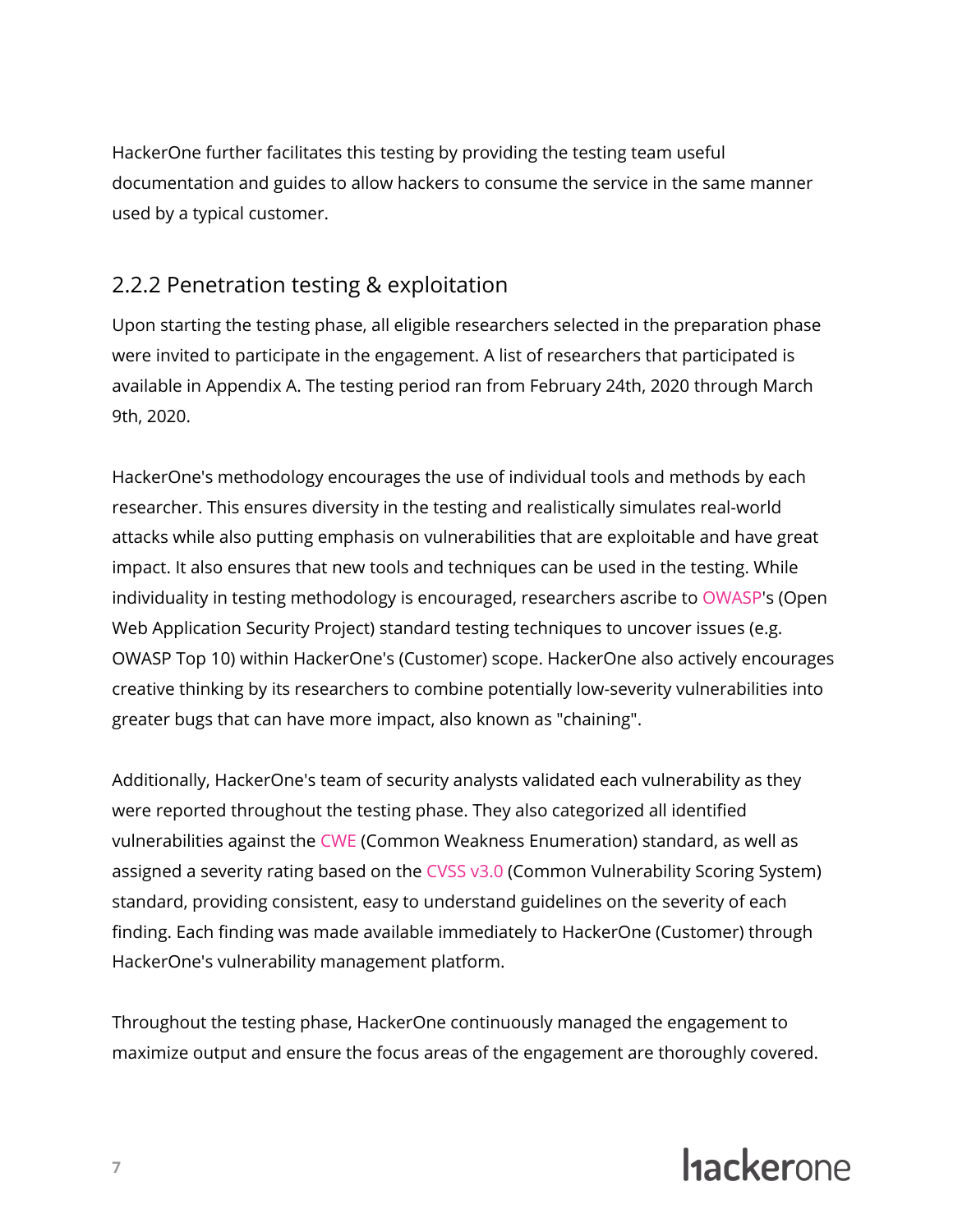HackerOne further facilitates this testing by providing the testing team useful documentation and guides to allow hackers to consume the service in the same manner used by a typical customer.

### 2.2.2 Penetration testing & exploitation

Upon starting the testing phase, all eligible researchers selected in the preparation phase were invited to participate in the engagement. A list of researchers that participated is available in Appendix A. The testing period ran from February 24th, 2020 through March 9th, 2020.

HackerOne's methodology encourages the use of individual tools and methods by each researcher. This ensures diversity in the testing and realistically simulates real-world attacks while also putting emphasis on vulnerabilities that are exploitable and have great impact. It also ensures that new tools and techniques can be used in the testing. While individuality in testing methodology is encouraged, researchers ascribe to OWASP's (Open Web Application Security Project) standard testing techniques to uncover issues (e.g. OWASP Top 10) within HackerOne's (Customer) scope. HackerOne also actively encourages creative thinking by its researchers to combine potentially low-severity vulnerabilities into greater bugs that can have more impact, also known as "chaining".

Additionally, HackerOne's team of security analysts validated each vulnerability as they were reported throughout the testing phase. They also categorized all identified vulnerabilities against the CWE (Common Weakness Enumeration) standard, as well as assigned a severity rating based on the CVSS v3.0 (Common Vulnerability Scoring System) standard, providing consistent, easy to understand guidelines on the severity of each finding. Each finding was made available immediately to HackerOne (Customer) through HackerOne's vulnerability management platform.

Throughout the testing phase, HackerOne continuously managed the engagement to maximize output and ensure the focus areas of the engagement are thoroughly covered.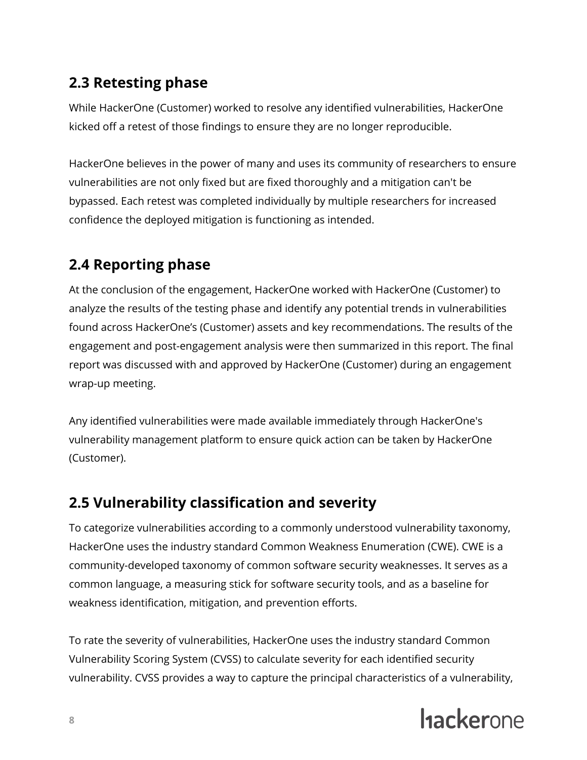## 2.3 Retesting phase

While HackerOne (Customer) worked to resolve any identified vulnerabilities, HackerOne kicked off a retest of those findings to ensure they are no longer reproducible.

HackerOne believes in the power of many and uses its community of researchers to ensure vulnerabilities are not only fixed but are fixed thoroughly and a mitigation can't be bypassed. Each retest was completed individually by multiple researchers for increased confidence the deployed mitigation is functioning as intended.

## 2.4 Reporting phase

At the conclusion of the engagement, HackerOne worked with HackerOne (Customer) to analyze the results of the testing phase and identify any potential trends in vulnerabilities found across HackerOne's (Customer) assets and key recommendations. The results of the engagement and post-engagement analysis were then summarized in this report. The final report was discussed with and approved by HackerOne (Customer) during an engagement wrap-up meeting.

Any identified vulnerabilities were made available immediately through HackerOne's vulnerability management platform to ensure quick action can be taken by HackerOne (Customer).

## 2.5 Vulnerability classification and severity

To categorize vulnerabilities according to a commonly understood vulnerability taxonomy, HackerOne uses the industry standard Common Weakness Enumeration (CWE). CWE is a community-developed taxonomy of common software security weaknesses. It serves as a common language, a measuring stick for software security tools, and as a baseline for weakness identification, mitigation, and prevention efforts.

To rate the severity of vulnerabilities, HackerOne uses the industry standard Common Vulnerability Scoring System (CVSS) to calculate severity for each identified security vulnerability. CVSS provides a way to capture the principal characteristics of a vulnerability,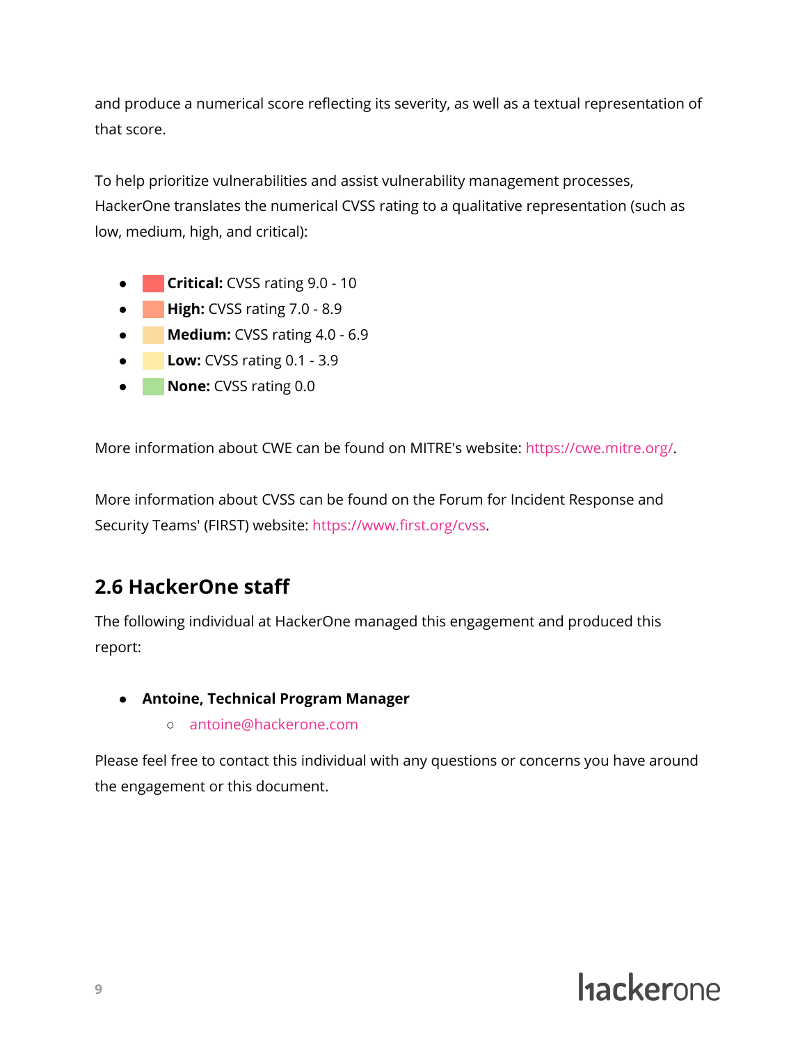and produce a numerical score reflecting its severity, as well as a textual representation of that score.

To help prioritize vulnerabilities and assist vulnerability management processes, HackerOne translates the numerical CVSS rating to a qualitative representation (such as low, medium, high, and critical):

- **Critical:** CVSS rating 9.0 - 10
- **High:** CVSS rating 7.0 - 8.9
- **Medium:** CVSS rating 4.0 - 6.9
- **Low:** CVSS rating 0.1 - 3.9
- **None:** CVSS rating 0.0

More information about CWE can be found on MITRE's website: https://cwe.mitre.org/.

More information about CVSS can be found on the Forum for Incident Response and Security Teams' (FIRST) website: https://www.first.org/cvss.

## 2.6 HackerOne staff

The following individual at HackerOne managed this engagement and produced this report:

- **Antoine, Technical Program Manager**
  - antoine@hackerone.com

Please feel free to contact this individual with any questions or concerns you have around the engagement or this document.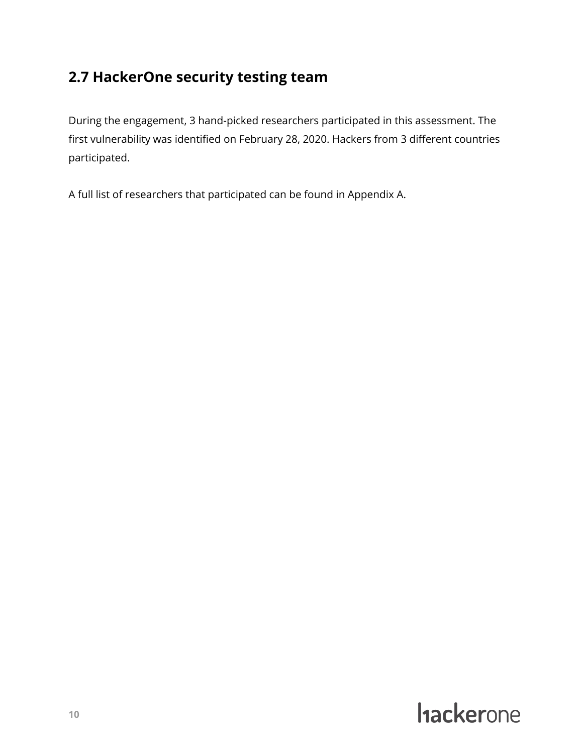## 2.7 HackerOne security testing team

During the engagement, 3 hand-picked researchers participated in this assessment. The first vulnerability was identified on February 28, 2020. Hackers from 3 different countries participated.

A full list of researchers that participated can be found in Appendix A.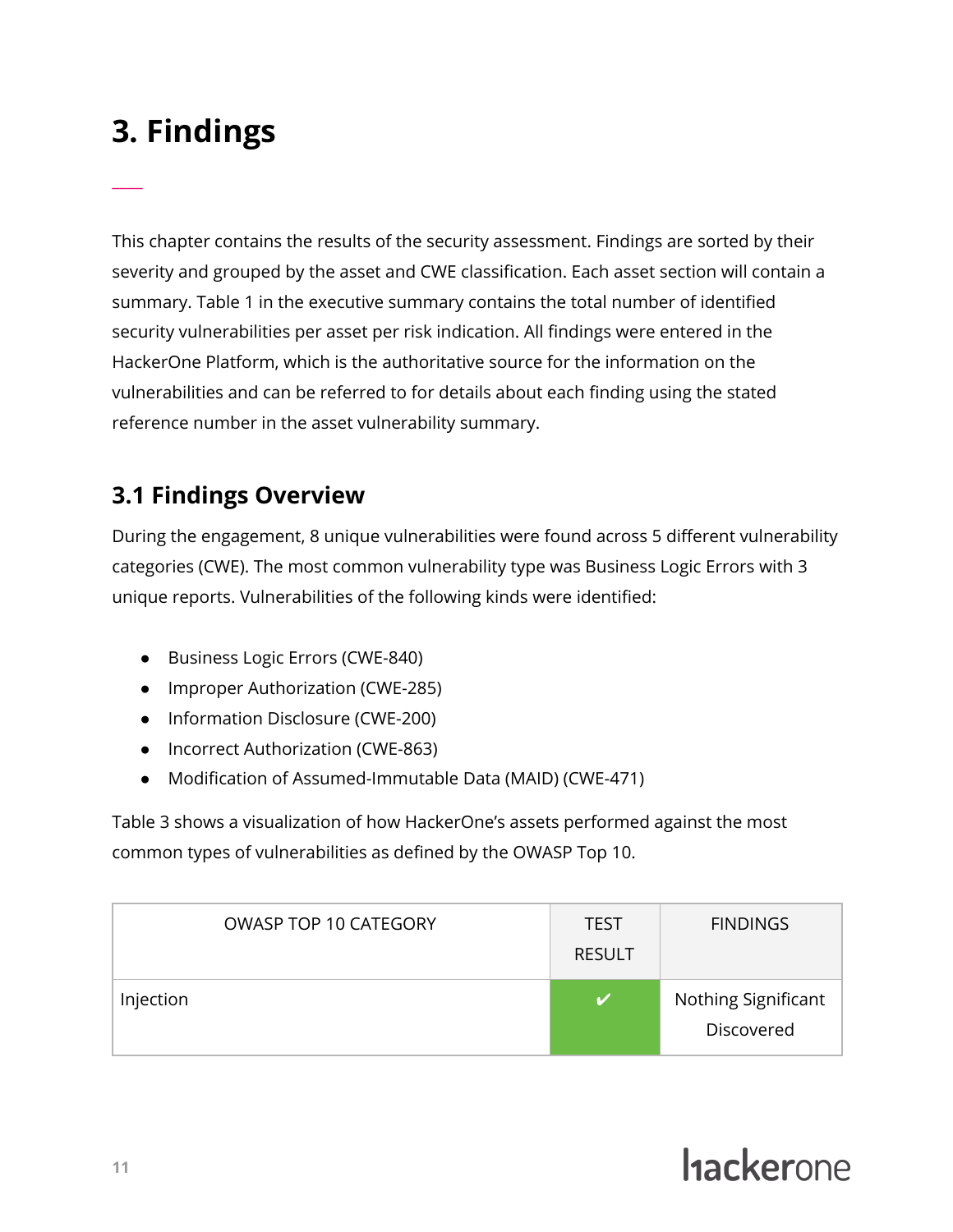# 3. Findings

This chapter contains the results of the security assessment. Findings are sorted by their severity and grouped by the asset and CWE classification. Each asset section will contain a summary. Table 1 in the executive summary contains the total number of identified security vulnerabilities per asset per risk indication. All findings were entered in the HackerOne Platform, which is the authoritative source for the information on the vulnerabilities and can be referred to for details about each finding using the stated reference number in the asset vulnerability summary.

## 3.1 Findings Overview

During the engagement, 8 unique vulnerabilities were found across 5 different vulnerability categories (CWE). The most common vulnerability type was Business Logic Errors with 3 unique reports. Vulnerabilities of the following kinds were identified:

- Business Logic Errors (CWE-840)
- Improper Authorization (CWE-285)
- Information Disclosure (CWE-200)
- Incorrect Authorization (CWE-863)
- Modification of Assumed-Immutable Data (MAID) (CWE-471)

Table 3 shows a visualization of how HackerOne's assets performed against the most common types of vulnerabilities as defined by the OWASP Top 10.

| OWASP TOP 10 CATEGORY | TEST RESULT | FINDINGS |
|---|---|---|
| Injection | ✔ | Nothing Significant Discovered |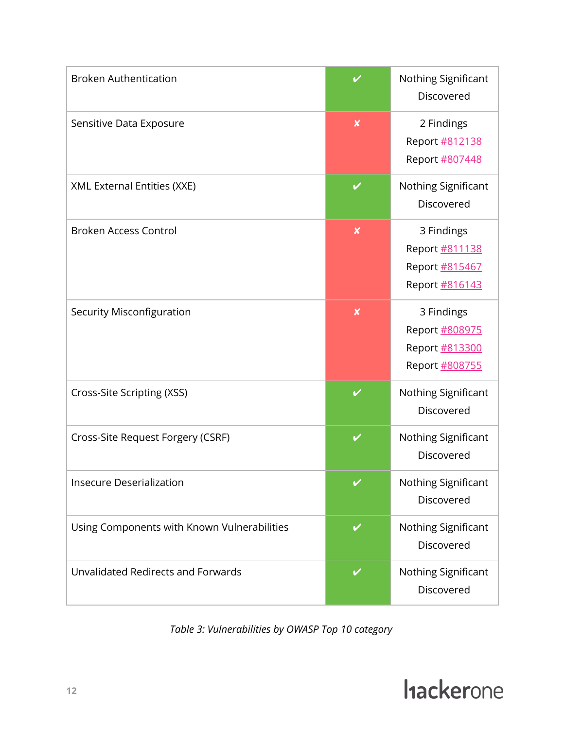| | | |
|---|---|---|
| Broken Authentication | ✔ | Nothing Significant Discovered |
| Sensitive Data Exposure | ✘ | 2 Findings<br>Report #812138<br>Report #807448 |
| XML External Entities (XXE) | ✔ | Nothing Significant Discovered |
| Broken Access Control | ✘ | 3 Findings<br>Report #811138<br>Report #815467<br>Report #816143 |
| Security Misconfiguration | ✘ | 3 Findings<br>Report #808975<br>Report #813300<br>Report #808755 |
| Cross-Site Scripting (XSS) | ✔ | Nothing Significant Discovered |
| Cross-Site Request Forgery (CSRF) | ✔ | Nothing Significant Discovered |
| Insecure Deserialization | ✔ | Nothing Significant Discovered |
| Using Components with Known Vulnerabilities | ✔ | Nothing Significant Discovered |
| Unvalidated Redirects and Forwards | ✔ | Nothing Significant Discovered |

*Table 3: Vulnerabilities by OWASP Top 10 category*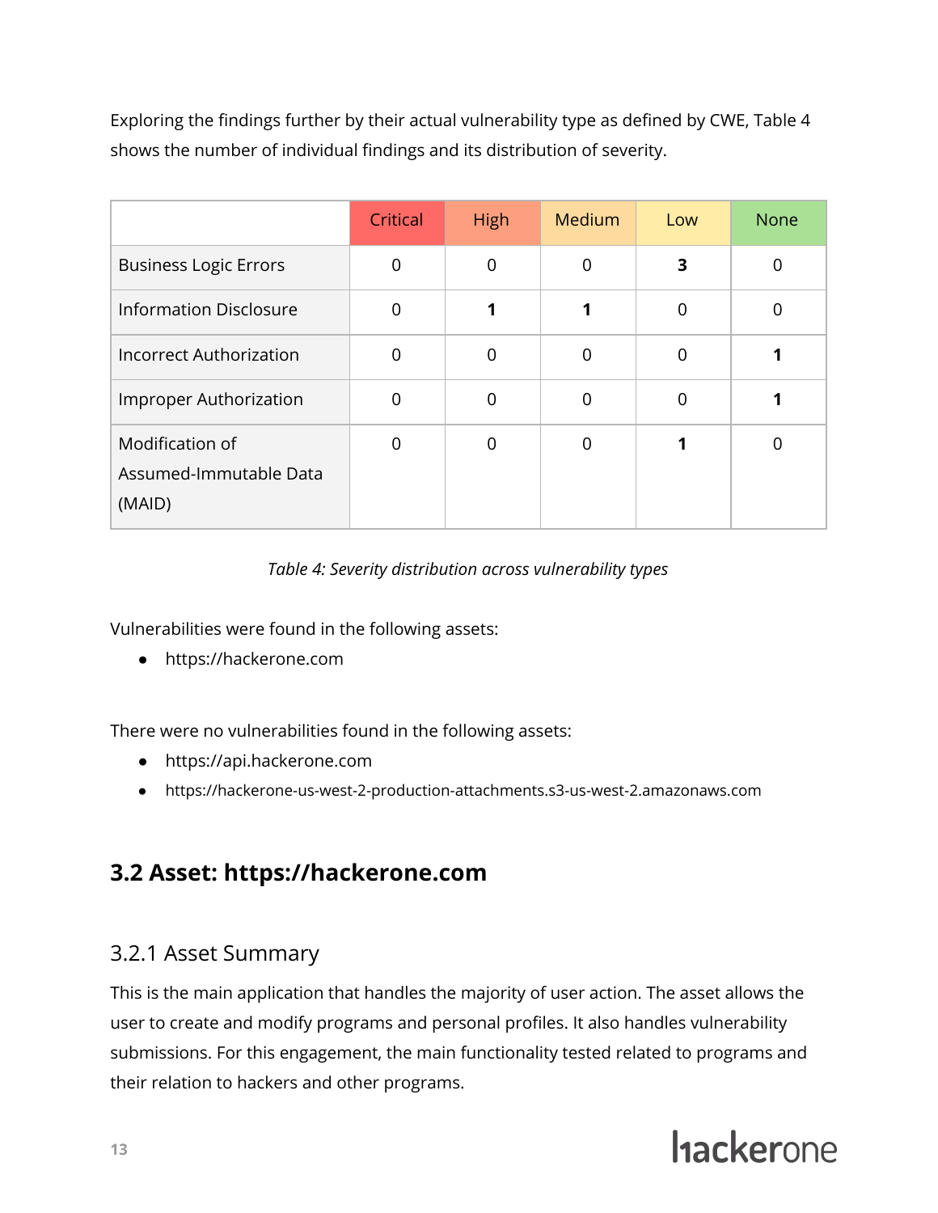Exploring the findings further by their actual vulnerability type as defined by CWE, Table 4 shows the number of individual findings and its distribution of severity.

| | Critical | High | Medium | Low | None |
|---|---|---|---|---|---|
| Business Logic Errors | 0 | 0 | 0 | **3** | 0 |
| Information Disclosure | 0 | **1** | **1** | 0 | 0 |
| Incorrect Authorization | 0 | 0 | 0 | 0 | **1** |
| Improper Authorization | 0 | 0 | 0 | 0 | **1** |
| Modification of Assumed-Immutable Data (MAID) | 0 | 0 | 0 | **1** | 0 |

*Table 4: Severity distribution across vulnerability types*

Vulnerabilities were found in the following assets:

- https://hackerone.com

There were no vulnerabilities found in the following assets:

- https://api.hackerone.com
- https://hackerone-us-west-2-production-attachments.s3-us-west-2.amazonaws.com

## 3.2 Asset: https://hackerone.com

### 3.2.1 Asset Summary

This is the main application that handles the majority of user action. The asset allows the user to create and modify programs and personal profiles. It also handles vulnerability submissions. For this engagement, the main functionality tested related to programs and their relation to hackers and other programs.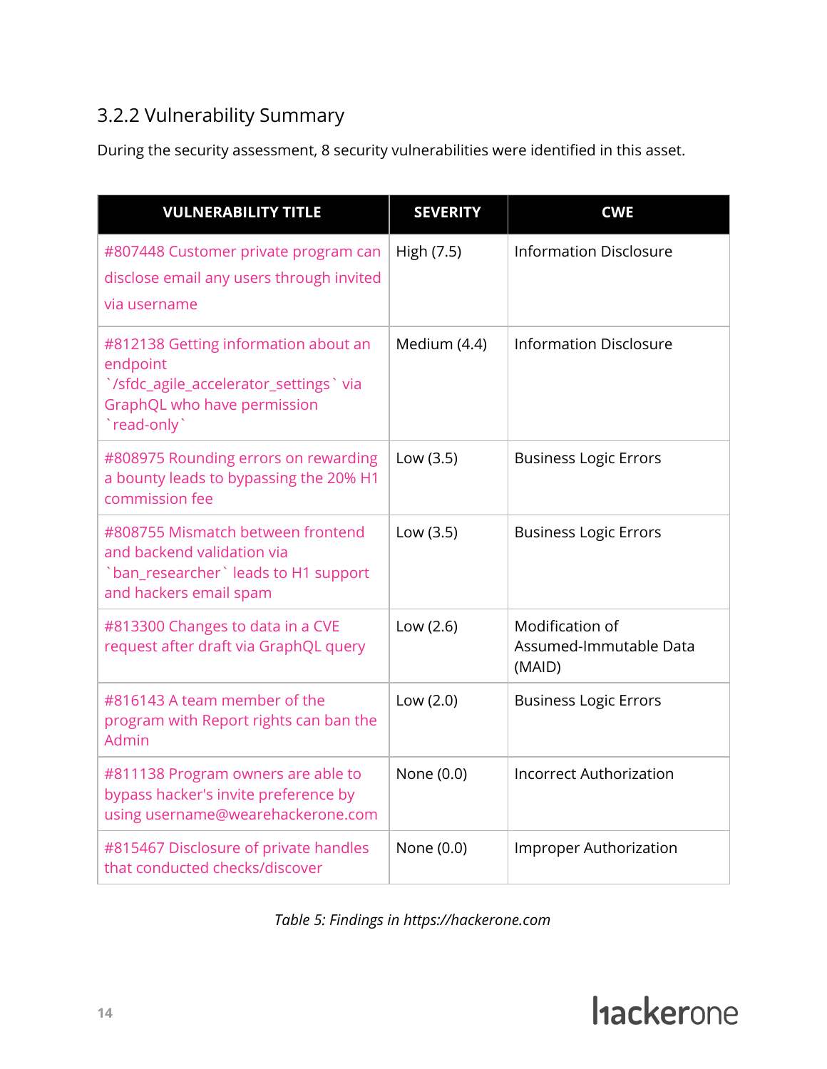### 3.2.2 Vulnerability Summary

During the security assessment, 8 security vulnerabilities were identified in this asset.

| VULNERABILITY TITLE | SEVERITY | CWE |
|---|---|---|
| #807448 Customer private program can disclose email any users through invited via username | High (7.5) | Information Disclosure |
| #812138 Getting information about an endpoint `/sfdc_agile_accelerator_settings` via GraphQL who have permission `read-only` | Medium (4.4) | Information Disclosure |
| #808975 Rounding errors on rewarding a bounty leads to bypassing the 20% H1 commission fee | Low (3.5) | Business Logic Errors |
| #808755 Mismatch between frontend and backend validation via `ban_researcher` leads to H1 support and hackers email spam | Low (3.5) | Business Logic Errors |
| #813300 Changes to data in a CVE request after draft via GraphQL query | Low (2.6) | Modification of Assumed-Immutable Data (MAID) |
| #816143 A team member of the program with Report rights can ban the Admin | Low (2.0) | Business Logic Errors |
| #811138 Program owners are able to bypass hacker's invite preference by using username@wearehackerone.com | None (0.0) | Incorrect Authorization |
| #815467 Disclosure of private handles that conducted checks/discover | None (0.0) | Improper Authorization |

*Table 5: Findings in https://hackerone.com*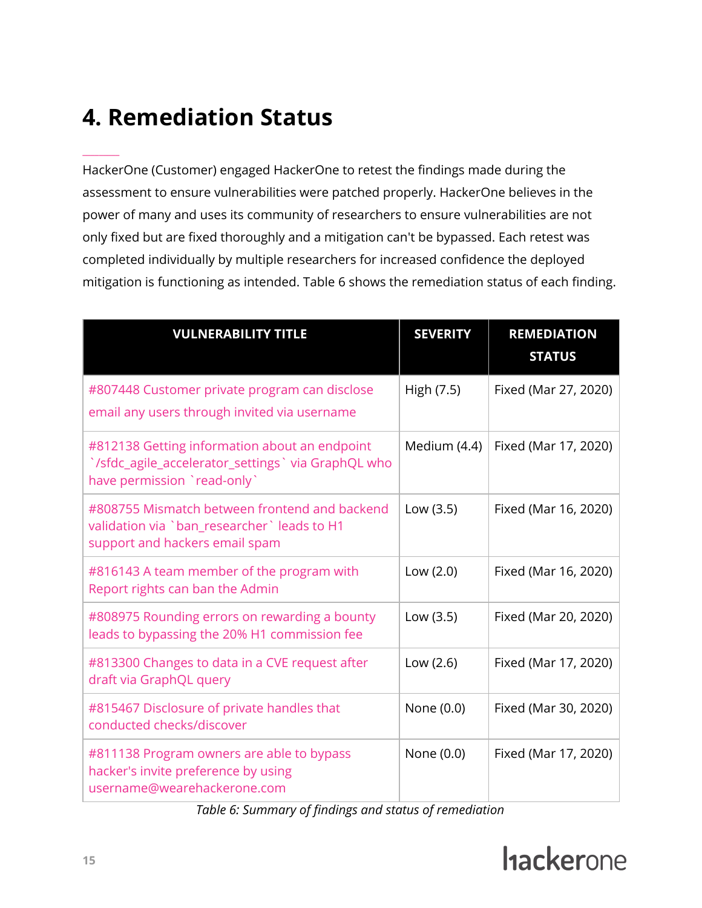# 4. Remediation Status

HackerOne (Customer) engaged HackerOne to retest the findings made during the assessment to ensure vulnerabilities were patched properly. HackerOne believes in the power of many and uses its community of researchers to ensure vulnerabilities are not only fixed but are fixed thoroughly and a mitigation can't be bypassed. Each retest was completed individually by multiple researchers for increased confidence the deployed mitigation is functioning as intended. Table 6 shows the remediation status of each finding.

| VULNERABILITY TITLE | SEVERITY | REMEDIATION STATUS |
|---|---|---|
| #807448 Customer private program can disclose email any users through invited via username | High (7.5) | Fixed (Mar 27, 2020) |
| #812138 Getting information about an endpoint `/sfdc_agile_accelerator_settings` via GraphQL who have permission `read-only` | Medium (4.4) | Fixed (Mar 17, 2020) |
| #808755 Mismatch between frontend and backend validation via `ban_researcher` leads to H1 support and hackers email spam | Low (3.5) | Fixed (Mar 16, 2020) |
| #816143 A team member of the program with Report rights can ban the Admin | Low (2.0) | Fixed (Mar 16, 2020) |
| #808975 Rounding errors on rewarding a bounty leads to bypassing the 20% H1 commission fee | Low (3.5) | Fixed (Mar 20, 2020) |
| #813300 Changes to data in a CVE request after draft via GraphQL query | Low (2.6) | Fixed (Mar 17, 2020) |
| #815467 Disclosure of private handles that conducted checks/discover | None (0.0) | Fixed (Mar 30, 2020) |
| #811138 Program owners are able to bypass hacker's invite preference by using username@wearehackerone.com | None (0.0) | Fixed (Mar 17, 2020) |

*Table 6: Summary of findings and status of remediation*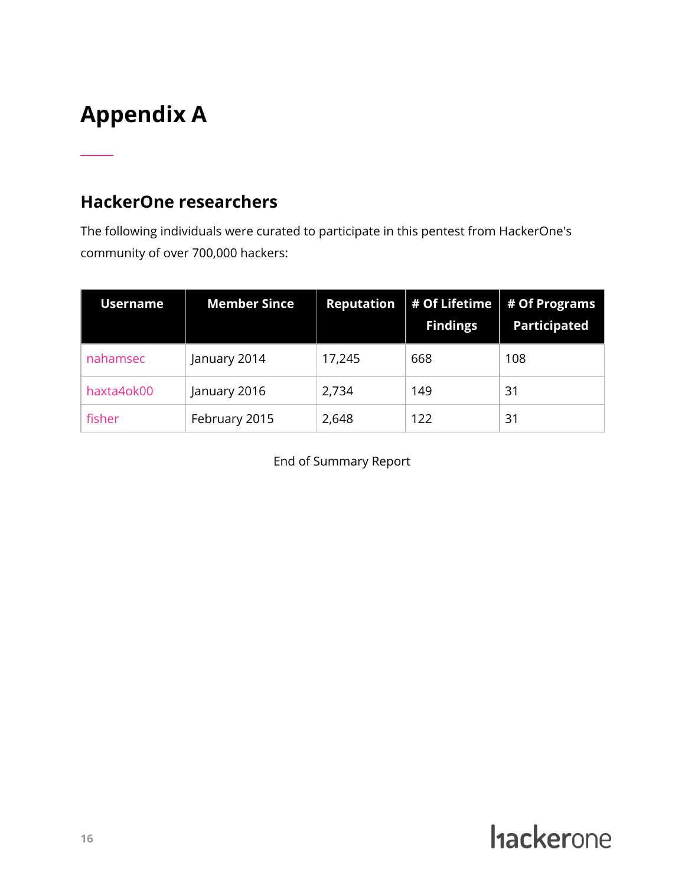# Appendix A

## HackerOne researchers

The following individuals were curated to participate in this pentest from HackerOne's community of over 700,000 hackers:

| Username | Member Since | Reputation | # Of Lifetime Findings | # Of Programs Participated |
|---|---|---|---|---|
| nahamsec | January 2014 | 17,245 | 668 | 108 |
| haxta4ok00 | January 2016 | 2,734 | 149 | 31 |
| fisher | February 2015 | 2,648 | 122 | 31 |

End of Summary Report